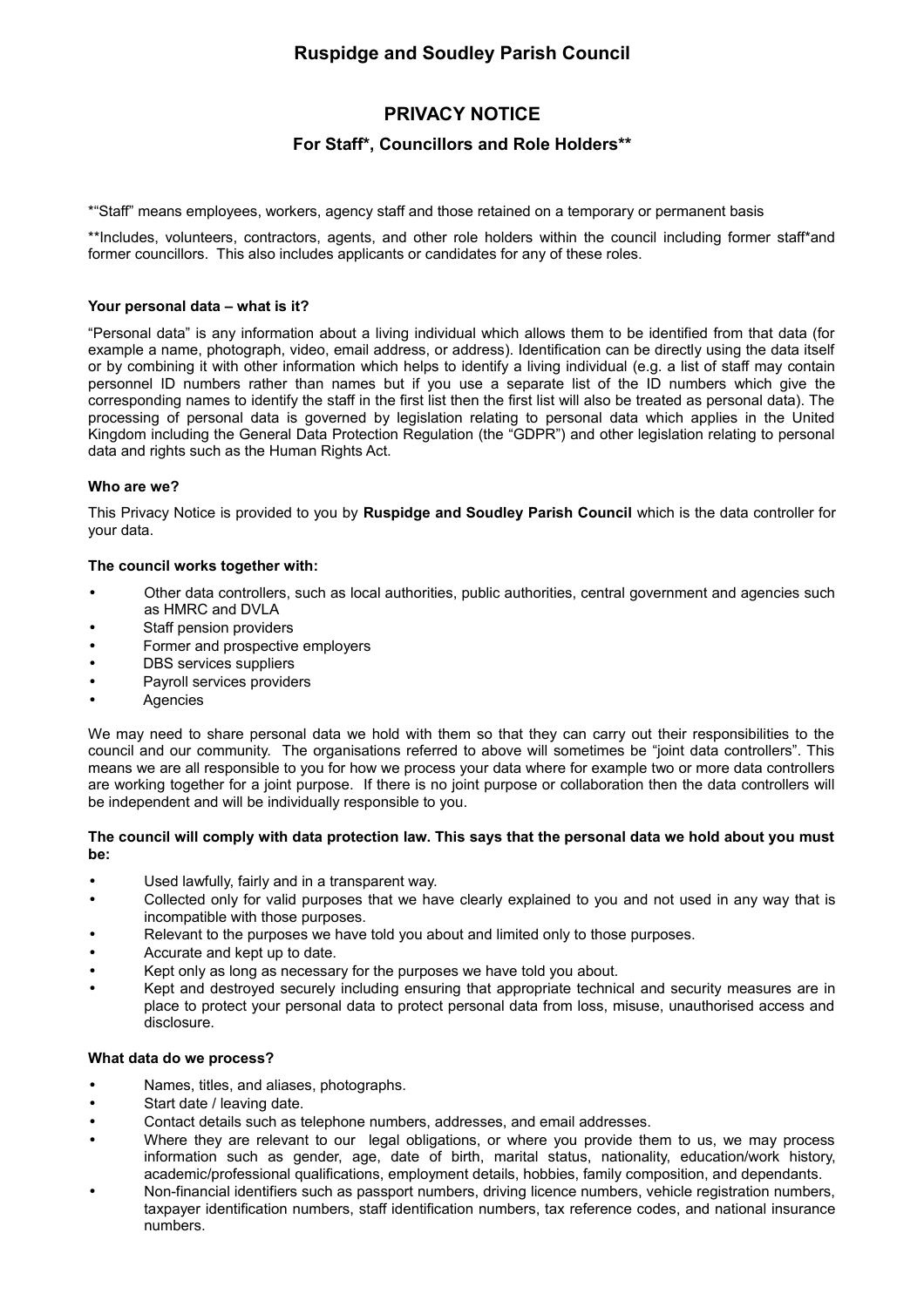# Ruspidge and Soudley Parish Council

## PRIVACY NOTICE

### For Staff*, Councillors and Role Holders**

*"Staff" means employees, workers, agency staff and those retained on a temporary or permanent basis

**Includes, volunteers, contractors, agents, and other role holders within the council including former staff*and former councillors. This also includes applicants or candidates for any of these roles.

**Your personal data – what is it?**

"Personal data" is any information about a living individual which allows them to be identified from that data (for example a name, photograph, video, email address, or address). Identification can be directly using the data itself or by combining it with other information which helps to identify a living individual (e.g. a list of staff may contain personnel ID numbers rather than names but if you use a separate list of the ID numbers which give the corresponding names to identify the staff in the first list then the first list will also be treated as personal data). The processing of personal data is governed by legislation relating to personal data which applies in the United Kingdom including the General Data Protection Regulation (the "GDPR") and other legislation relating to personal data and rights such as the Human Rights Act.

**Who are we?**

This Privacy Notice is provided to you by **Ruspidge and Soudley Parish Council** which is the data controller for your data.

**The council works together with:**

- Other data controllers, such as local authorities, public authorities, central government and agencies such as HMRC and DVLA
- Staff pension providers
- Former and prospective employers
- DBS services suppliers
- Payroll services providers
- Agencies

We may need to share personal data we hold with them so that they can carry out their responsibilities to the council and our community. The organisations referred to above will sometimes be "joint data controllers". This means we are all responsible to you for how we process your data where for example two or more data controllers are working together for a joint purpose. If there is no joint purpose or collaboration then the data controllers will be independent and will be individually responsible to you.

**The council will comply with data protection law. This says that the personal data we hold about you must be:**

- Used lawfully, fairly and in a transparent way.
- Collected only for valid purposes that we have clearly explained to you and not used in any way that is incompatible with those purposes.
- Relevant to the purposes we have told you about and limited only to those purposes.
- Accurate and kept up to date.
- Kept only as long as necessary for the purposes we have told you about.
- Kept and destroyed securely including ensuring that appropriate technical and security measures are in place to protect your personal data to protect personal data from loss, misuse, unauthorised access and disclosure.

**What data do we process?**

- Names, titles, and aliases, photographs.
- Start date / leaving date.
- Contact details such as telephone numbers, addresses, and email addresses.
- Where they are relevant to our legal obligations, or where you provide them to us, we may process information such as gender, age, date of birth, marital status, nationality, education/work history, academic/professional qualifications, employment details, hobbies, family composition, and dependants.
- Non-financial identifiers such as passport numbers, driving licence numbers, vehicle registration numbers, taxpayer identification numbers, staff identification numbers, tax reference codes, and national insurance numbers.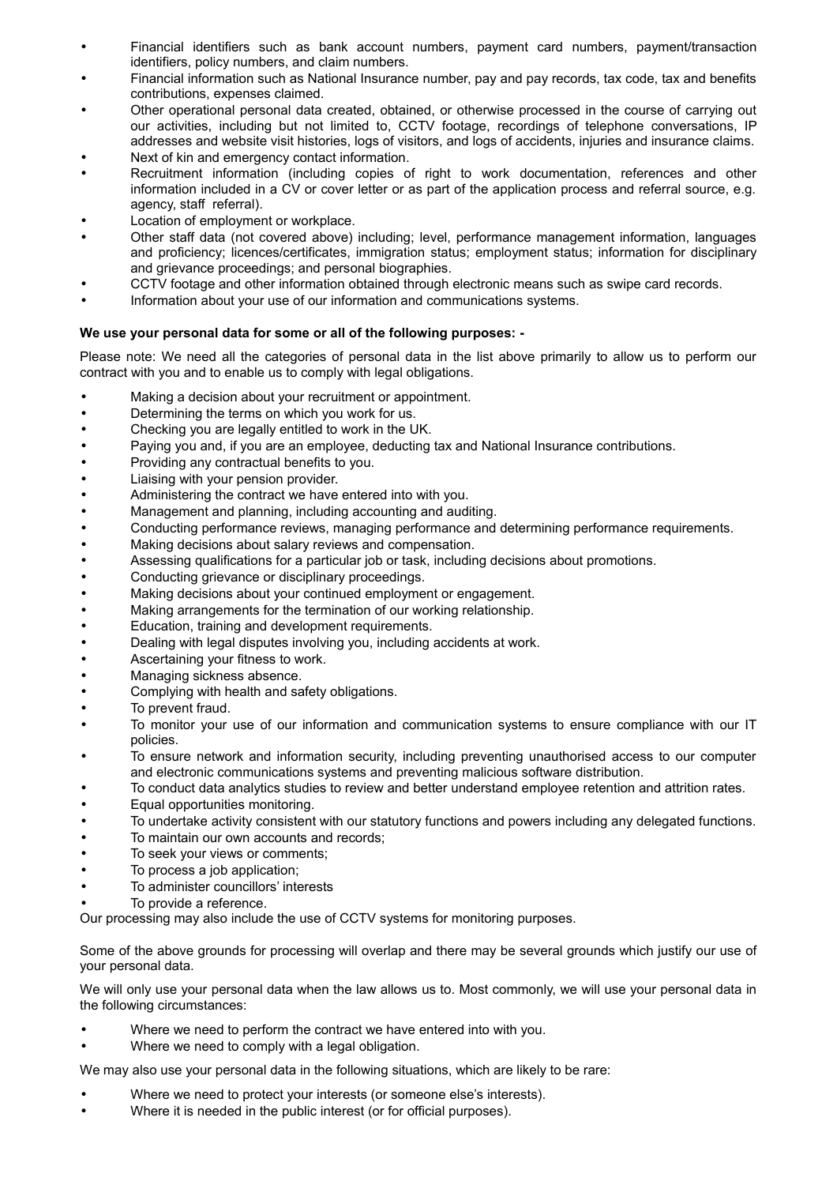- Financial identifiers such as bank account numbers, payment card numbers, payment/transaction identifiers, policy numbers, and claim numbers.
- Financial information such as National Insurance number, pay and pay records, tax code, tax and benefits contributions, expenses claimed.
- Other operational personal data created, obtained, or otherwise processed in the course of carrying out our activities, including but not limited to, CCTV footage, recordings of telephone conversations, IP addresses and website visit histories, logs of visitors, and logs of accidents, injuries and insurance claims.
- Next of kin and emergency contact information.
- Recruitment information (including copies of right to work documentation, references and other information included in a CV or cover letter or as part of the application process and referral source, e.g. agency, staff referral).
- Location of employment or workplace.
- Other staff data (not covered above) including; level, performance management information, languages and proficiency; licences/certificates, immigration status; employment status; information for disciplinary and grievance proceedings; and personal biographies.
- CCTV footage and other information obtained through electronic means such as swipe card records.
- Information about your use of our information and communications systems.

**We use your personal data for some or all of the following purposes: -**

Please note: We need all the categories of personal data in the list above primarily to allow us to perform our contract with you and to enable us to comply with legal obligations.

- Making a decision about your recruitment or appointment.
- Determining the terms on which you work for us.
- Checking you are legally entitled to work in the UK.
- Paying you and, if you are an employee, deducting tax and National Insurance contributions.
- Providing any contractual benefits to you.
- Liaising with your pension provider.
- Administering the contract we have entered into with you.
- Management and planning, including accounting and auditing.
- Conducting performance reviews, managing performance and determining performance requirements.
- Making decisions about salary reviews and compensation.
- Assessing qualifications for a particular job or task, including decisions about promotions.
- Conducting grievance or disciplinary proceedings.
- Making decisions about your continued employment or engagement.
- Making arrangements for the termination of our working relationship.
- Education, training and development requirements.
- Dealing with legal disputes involving you, including accidents at work.
- Ascertaining your fitness to work.
- Managing sickness absence.
- Complying with health and safety obligations.
- To prevent fraud.
- To monitor your use of our information and communication systems to ensure compliance with our IT policies.
- To ensure network and information security, including preventing unauthorised access to our computer and electronic communications systems and preventing malicious software distribution.
- To conduct data analytics studies to review and better understand employee retention and attrition rates.
- Equal opportunities monitoring.
- To undertake activity consistent with our statutory functions and powers including any delegated functions.
- To maintain our own accounts and records;
- To seek your views or comments;
- To process a job application;
- To administer councillors' interests
- To provide a reference.

Our processing may also include the use of CCTV systems for monitoring purposes.

Some of the above grounds for processing will overlap and there may be several grounds which justify our use of your personal data.

We will only use your personal data when the law allows us to. Most commonly, we will use your personal data in the following circumstances:

- Where we need to perform the contract we have entered into with you.
- Where we need to comply with a legal obligation.

We may also use your personal data in the following situations, which are likely to be rare:

- Where we need to protect your interests (or someone else's interests).
- Where it is needed in the public interest (or for official purposes).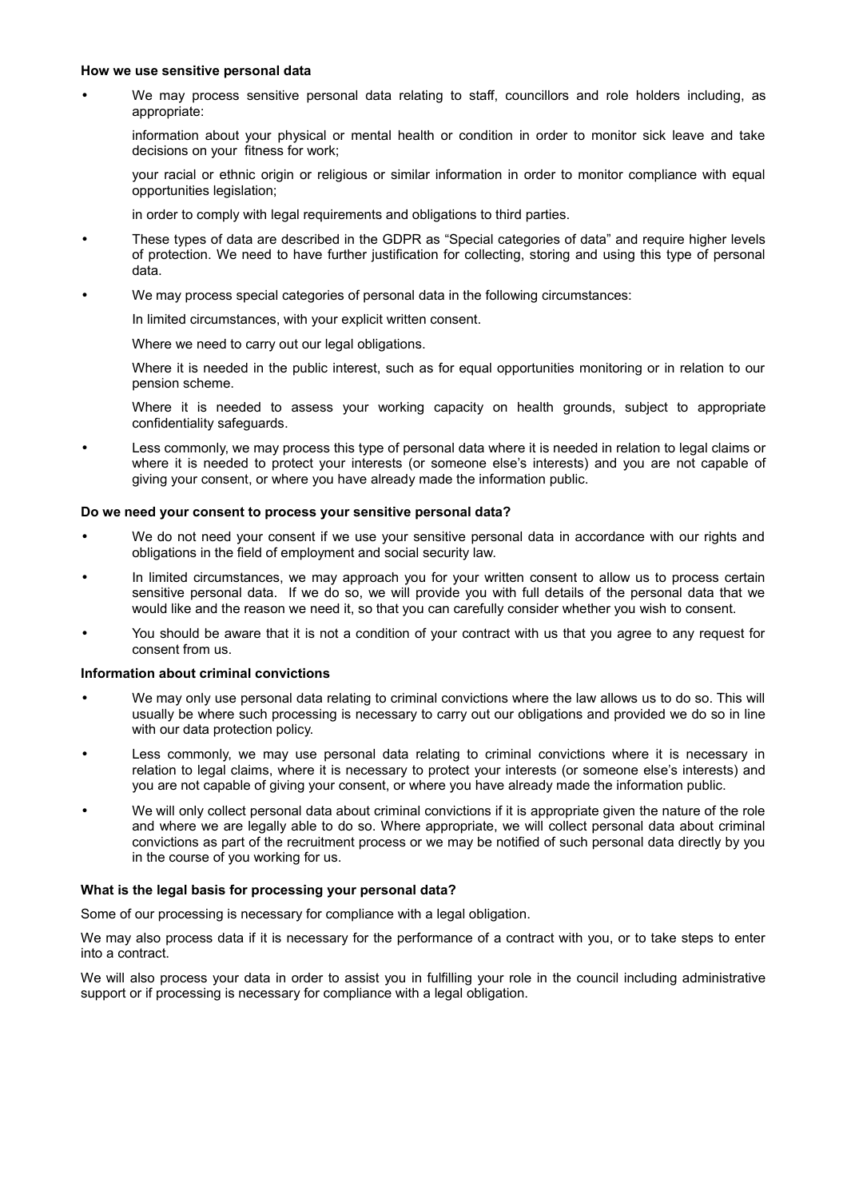**How we use sensitive personal data**

- We may process sensitive personal data relating to staff, councillors and role holders including, as appropriate:

  information about your physical or mental health or condition in order to monitor sick leave and take decisions on your fitness for work;

  your racial or ethnic origin or religious or similar information in order to monitor compliance with equal opportunities legislation;

  in order to comply with legal requirements and obligations to third parties.

- These types of data are described in the GDPR as "Special categories of data" and require higher levels of protection. We need to have further justification for collecting, storing and using this type of personal data.
- We may process special categories of personal data in the following circumstances:

  In limited circumstances, with your explicit written consent.

  Where we need to carry out our legal obligations.

  Where it is needed in the public interest, such as for equal opportunities monitoring or in relation to our pension scheme.

  Where it is needed to assess your working capacity on health grounds, subject to appropriate confidentiality safeguards.

- Less commonly, we may process this type of personal data where it is needed in relation to legal claims or where it is needed to protect your interests (or someone else's interests) and you are not capable of giving your consent, or where you have already made the information public.

**Do we need your consent to process your sensitive personal data?**

- We do not need your consent if we use your sensitive personal data in accordance with our rights and obligations in the field of employment and social security law.
- In limited circumstances, we may approach you for your written consent to allow us to process certain sensitive personal data. If we do so, we will provide you with full details of the personal data that we would like and the reason we need it, so that you can carefully consider whether you wish to consent.
- You should be aware that it is not a condition of your contract with us that you agree to any request for consent from us.

**Information about criminal convictions**

- We may only use personal data relating to criminal convictions where the law allows us to do so. This will usually be where such processing is necessary to carry out our obligations and provided we do so in line with our data protection policy.
- Less commonly, we may use personal data relating to criminal convictions where it is necessary in relation to legal claims, where it is necessary to protect your interests (or someone else's interests) and you are not capable of giving your consent, or where you have already made the information public.
- We will only collect personal data about criminal convictions if it is appropriate given the nature of the role and where we are legally able to do so. Where appropriate, we will collect personal data about criminal convictions as part of the recruitment process or we may be notified of such personal data directly by you in the course of you working for us.

**What is the legal basis for processing your personal data?**

Some of our processing is necessary for compliance with a legal obligation.

We may also process data if it is necessary for the performance of a contract with you, or to take steps to enter into a contract.

We will also process your data in order to assist you in fulfilling your role in the council including administrative support or if processing is necessary for compliance with a legal obligation.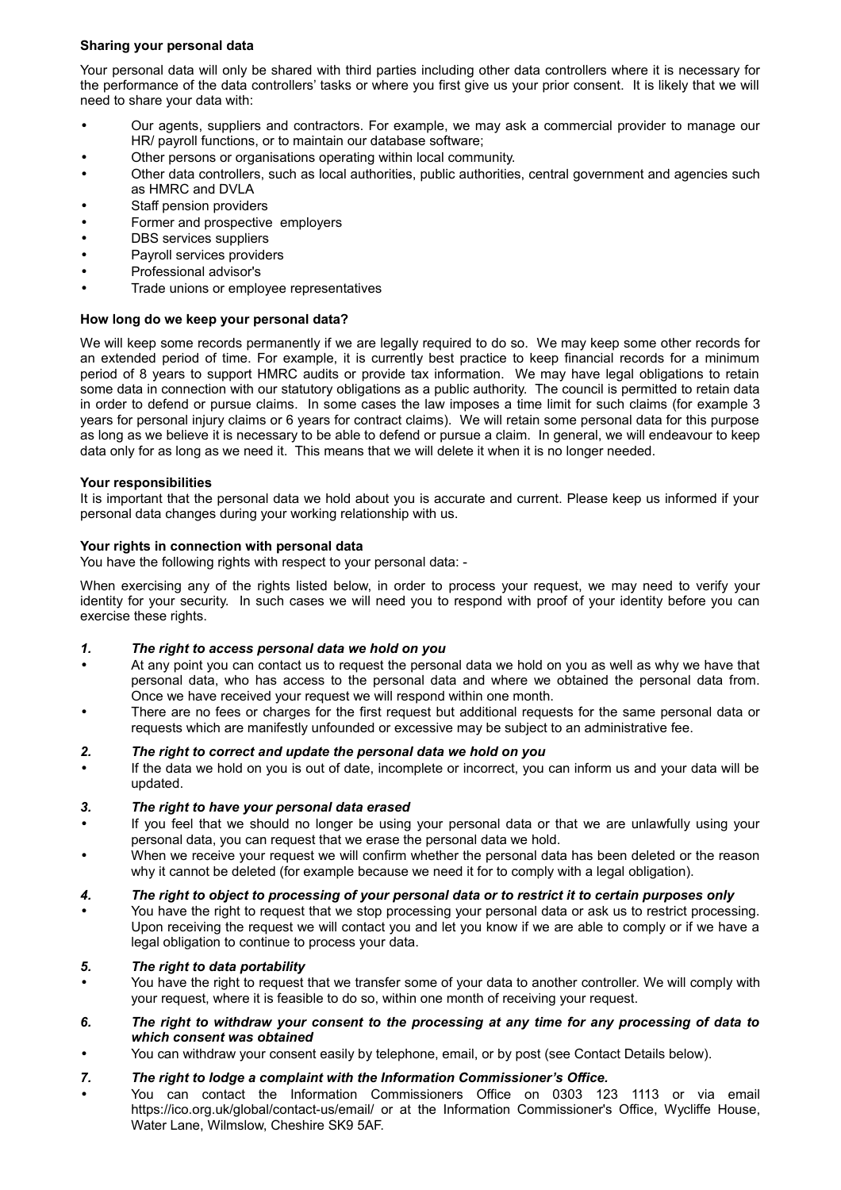**Sharing your personal data**

Your personal data will only be shared with third parties including other data controllers where it is necessary for the performance of the data controllers' tasks or where you first give us your prior consent. It is likely that we will need to share your data with:

- Our agents, suppliers and contractors. For example, we may ask a commercial provider to manage our HR/ payroll functions, or to maintain our database software;
- Other persons or organisations operating within local community.
- Other data controllers, such as local authorities, public authorities, central government and agencies such as HMRC and DVLA
- Staff pension providers
- Former and prospective employers
- DBS services suppliers
- Payroll services providers
- Professional advisor's
- Trade unions or employee representatives

**How long do we keep your personal data?**

We will keep some records permanently if we are legally required to do so. We may keep some other records for an extended period of time. For example, it is currently best practice to keep financial records for a minimum period of 8 years to support HMRC audits or provide tax information. We may have legal obligations to retain some data in connection with our statutory obligations as a public authority. The council is permitted to retain data in order to defend or pursue claims. In some cases the law imposes a time limit for such claims (for example 3 years for personal injury claims or 6 years for contract claims). We will retain some personal data for this purpose as long as we believe it is necessary to be able to defend or pursue a claim. In general, we will endeavour to keep data only for as long as we need it. This means that we will delete it when it is no longer needed.

**Your responsibilities**

It is important that the personal data we hold about you is accurate and current. Please keep us informed if your personal data changes during your working relationship with us.

**Your rights in connection with personal data**

You have the following rights with respect to your personal data: -

When exercising any of the rights listed below, in order to process your request, we may need to verify your identity for your security. In such cases we will need you to respond with proof of your identity before you can exercise these rights.

***1. The right to access personal data we hold on you***

- At any point you can contact us to request the personal data we hold on you as well as why we have that personal data, who has access to the personal data and where we obtained the personal data from. Once we have received your request we will respond within one month.
- There are no fees or charges for the first request but additional requests for the same personal data or requests which are manifestly unfounded or excessive may be subject to an administrative fee.

***2. The right to correct and update the personal data we hold on you***

- If the data we hold on you is out of date, incomplete or incorrect, you can inform us and your data will be updated.

***3. The right to have your personal data erased***

- If you feel that we should no longer be using your personal data or that we are unlawfully using your personal data, you can request that we erase the personal data we hold.
- When we receive your request we will confirm whether the personal data has been deleted or the reason why it cannot be deleted (for example because we need it for to comply with a legal obligation).

***4. The right to object to processing of your personal data or to restrict it to certain purposes only***

- You have the right to request that we stop processing your personal data or ask us to restrict processing. Upon receiving the request we will contact you and let you know if we are able to comply or if we have a legal obligation to continue to process your data.

***5. The right to data portability***

- You have the right to request that we transfer some of your data to another controller. We will comply with your request, where it is feasible to do so, within one month of receiving your request.

***6. The right to withdraw your consent to the processing at any time for any processing of data to which consent was obtained***

- You can withdraw your consent easily by telephone, email, or by post (see Contact Details below).

***7. The right to lodge a complaint with the Information Commissioner's Office.***

- You can contact the Information Commissioners Office on 0303 123 1113 or via email https://ico.org.uk/global/contact-us/email/ or at the Information Commissioner's Office, Wycliffe House, Water Lane, Wilmslow, Cheshire SK9 5AF.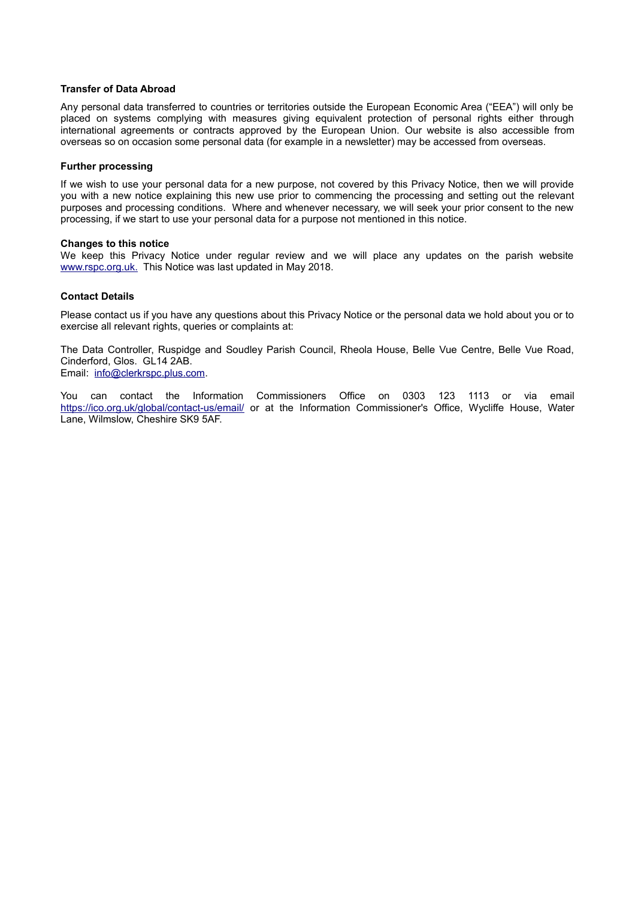**Transfer of Data Abroad**

Any personal data transferred to countries or territories outside the European Economic Area ("EEA") will only be placed on systems complying with measures giving equivalent protection of personal rights either through international agreements or contracts approved by the European Union. Our website is also accessible from overseas so on occasion some personal data (for example in a newsletter) may be accessed from overseas.

**Further processing**

If we wish to use your personal data for a new purpose, not covered by this Privacy Notice, then we will provide you with a new notice explaining this new use prior to commencing the processing and setting out the relevant purposes and processing conditions. Where and whenever necessary, we will seek your prior consent to the new processing, if we start to use your personal data for a purpose not mentioned in this notice.

**Changes to this notice**

We keep this Privacy Notice under regular review and we will place any updates on the parish website www.rspc.org.uk. This Notice was last updated in May 2018.

**Contact Details**

Please contact us if you have any questions about this Privacy Notice or the personal data we hold about you or to exercise all relevant rights, queries or complaints at:

The Data Controller, Ruspidge and Soudley Parish Council, Rheola House, Belle Vue Centre, Belle Vue Road, Cinderford, Glos. GL14 2AB.
Email: info@clerkrspc.plus.com.

You can contact the Information Commissioners Office on 0303 123 1113 or via email https://ico.org.uk/global/contact-us/email/ or at the Information Commissioner's Office, Wycliffe House, Water Lane, Wilmslow, Cheshire SK9 5AF.